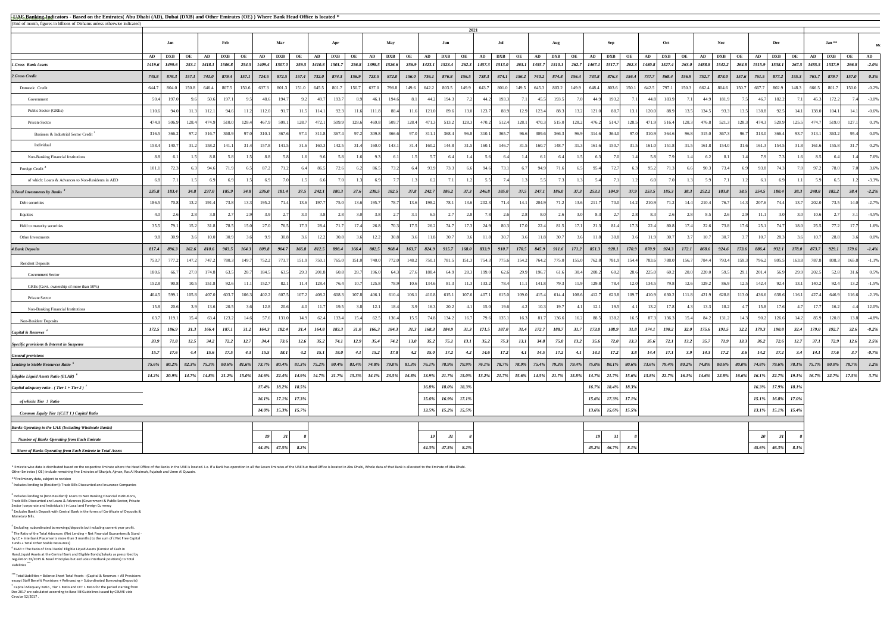**UAE Banking Indicators - Based on the Emirates( Abu Dhabi (AD), Dubai (DXB) and Other Emirates (OE) ) Where Bank Head Office is located ***

(End of month, figures in billions of Dirhams unless otherwise indicated)

| | 2021 | | | | | | | | | | | | | | | | | | | | | | | | | | | | | | | | | | | | | | | |
|---|---|---|---|---|---|---|---|---|---|---|---|---|---|---|---|---|---|---|---|---|---|---|---|---|---|---|---|---|---|---|---|---|---|---|---|---|---|---|---|---|
| | Jan | | | Feb | | | Mar | | | Apr | | | May | | | Jun | | | Jul | | | Aug | | | Sep | | | Oct | | | Nov | | | Dec | | | Jan ** | | | Mo |
| | AD | DXB | OE | AD | DXB | OE | AD | DXB | OE | AD | DXB | OE | AD | DXB | OE | AD | DXB | OE | AD | DXB | OE | AD | DXB | OE | AD | DXB | OE | AD | DXB | OE | AD | DXB | OE | AD | DXB | OE | AD | DXB | OE | AD |
| ***1.Gross Bank Assets*** | 1419.6 | 1499.6 | 253.1 | 1418.1 | 1506.8 | 254.5 | 1409.4 | 1507.0 | 259.5 | 1410.8 | 1501.7 | 256.8 | 1398.5 | 1526.6 | 256.9 | 1423.1 | 1523.4 | 262.3 | 1457.3 | 1513.0 | 263.1 | 1455.7 | 1510.1 | 262.7 | 1467.1 | 1517.7 | 262.3 | 1480.8 | 1527.4 | 263.0 | 1488.8 | 1542.2 | 264.8 | 1515.9 | 1538.1 | 267.5 | 1485.5 | 1537.9 | 266.8 | -2.0% |
| ***2.Gross Credit*** | 745.8 | 876.3 | 157.1 | 741.0 | 879.4 | 157.1 | 724.5 | 872.5 | 157.4 | 732.0 | 874.3 | 156.9 | 723.5 | 872.0 | 156.0 | 736.1 | 876.8 | 156.5 | 738.3 | 874.1 | 156.2 | 740.2 | 874.8 | 156.4 | 743.8 | 876.3 | 156.4 | 737.7 | 868.4 | 156.9 | 752.7 | 878.0 | 157.6 | 761.5 | 877.2 | 155.3 | 763.7 | 879.7 | 157.0 | 0.3% |
| Domestic Credit | 644.7 | 804.0 | 150.8 | 646.4 | 807.5 | 150.6 | 637.3 | 801.3 | 151.0 | 645.5 | 801.7 | 150.7 | 637.0 | 798.8 | 149.6 | 642.2 | 803.5 | 149.9 | 643.7 | 801.0 | 149.5 | 645.3 | 803.2 | 149.9 | 648.4 | 803.6 | 150.1 | 642.5 | 797.1 | 150.3 | 662.4 | 804.6 | 150.7 | 667.7 | 802.9 | 148.3 | 666.5 | 801.7 | 150.0 | -0.2% |
| Government | 50.4 | 197.0 | 9.6 | 50.6 | 197.1 | 9.5 | 48.6 | 194.7 | 9.2 | 49.7 | 193.7 | 8.9 | 46.1 | 194.6 | 8.1 | 44.2 | 194.3 | 7.2 | 44.2 | 193.3 | 7.1 | 45.5 | 193.5 | 7.0 | 44.9 | 193.2 | 7.1 | 44.8 | 183.9 | 7.1 | 44.9 | 181.9 | 7.5 | 46.7 | 182.2 | 7.1 | 45.3 | 172.2 | 7.4 | -3.0% |
| Public Sector (GREs) | 110.6 | 94.0 | 11.3 | 112.1 | 94.6 | 11.2 | 112.0 | 91.7 | 11.5 | 114.1 | 92.3 | 11.6 | 111.8 | 88.4 | 11.6 | 121.0 | 89.6 | 13.0 | 123.7 | 88.9 | 12.9 | 123.4 | 88.3 | 13.2 | 121.0 | 88.7 | 13.1 | 120.0 | 88.9 | 13.5 | 134.5 | 93.3 | 13.5 | 138.8 | 92.5 | 14.1 | 138.0 | 104.1 | 14.1 | -0.6% |
| Private Sector | 474.9 | 506.9 | 128.4 | 474.9 | 510.0 | 128.4 | 467.9 | 509.1 | 128.7 | 472.1 | 509.9 | 128.6 | 469.8 | 509.7 | 128.4 | 471.3 | 513.2 | 128.3 | 470.2 | 512.4 | 128.1 | 470.3 | 515.0 | 128.2 | 476.2 | 514.7 | 128.5 | 471.9 | 516.4 | 128.3 | 476.8 | 521.3 | 128.3 | 474.3 | 520.9 | 125.5 | 474.7 | 519.0 | 127.1 | 0.1% |
| Business & Industrial Sector Credit [1] | 316.5 | 366.2 | 97.2 | 316.7 | 368.9 | 97.0 | 310.1 | 367.6 | 97.1 | 311.8 | 367.4 | 97.2 | 309.8 | 366.6 | 97.0 | 311.1 | 368.4 | 96.8 | 310.1 | 365.7 | 96.6 | 309.6 | 366.3 | 96.9 | 314.6 | 364.0 | 97.0 | 310.9 | 364.6 | 96.8 | 315.0 | 367.3 | 96.7 | 313.0 | 366.4 | 93.7 | 313.1 | 363.2 | 95.4 | 0.0% |
| Individual | 158.4 | 140.7 | 31.2 | 158.2 | 141.1 | 31.4 | 157.8 | 141.5 | 31.6 | 160.3 | 142.5 | 31.4 | 160.0 | 143.1 | 31.4 | 160.2 | 144.8 | 31.5 | 160.1 | 146.7 | 31.5 | 160.7 | 148.7 | 31.3 | 161.6 | 150.7 | 31.5 | 161.0 | 151.8 | 31.5 | 161.8 | 154.0 | 31.6 | 161.3 | 154.5 | 31.8 | 161.6 | 155.8 | 31.7 | 0.2% |
| Non-Banking Financial Institutions | 8.8 | 6.1 | 1.5 | 8.8 | 5.8 | 1.5 | 8.8 | 5.8 | 1.6 | 9.6 | 5.8 | 1.6 | 9.3 | 6.1 | 1.5 | 5.7 | 6.4 | 1.4 | 5.6 | 6.4 | 1.4 | 6.1 | 6.4 | 1.5 | 6.3 | 7.0 | 1.4 | 5.8 | 7.9 | 1.4 | 6.2 | 8.1 | 1.4 | 7.9 | 7.3 | 1.6 | 8.5 | 6.4 | 1.4 | 7.6% |
| Foreign Credit [2] | 101.1 | 72.3 | 6.3 | 94.6 | 71.9 | 6.5 | 87.2 | 71.2 | 6.4 | 86.5 | 72.6 | 6.2 | 86.5 | 73.2 | 6.4 | 93.9 | 73.3 | 6.6 | 94.6 | 73.1 | 6.7 | 94.9 | 71.6 | 6.5 | 95.4 | 72.7 | 6.3 | 95.2 | 71.3 | 6.6 | 90.3 | 73.4 | 6.9 | 93.8 | 74.3 | 7.0 | 97.2 | 78.0 | 7.0 | 3.6% |
| of which: Loans & Advances to Non-Residents in AED | 6.8 | 7.1 | 1.5 | 6.9 | 6.9 | 1.5 | 6.9 | 7.0 | 1.5 | 6.6 | 7.0 | 1.3 | 6.9 | 7.7 | 1.3 | 6.2 | 7.1 | 1.2 | 5.5 | 7.4 | 1.3 | 5.5 | 7.3 | 1.3 | 5.4 | 7.1 | 1.2 | 6.0 | 7.0 | 1.3 | 5.9 | 7.1 | 1.2 | 6.1 | 6.9 | 1.1 | 5.9 | 6.5 | 1.2 | -3.3% |
| ***3.Total Investments by Banks [3]*** | 235.8 | 183.4 | 34.8 | 237.0 | 185.9 | 34.8 | 236.0 | 181.4 | 37.5 | 242.1 | 180.3 | 37.6 | 238.5 | 182.5 | 37.8 | 242.7 | 186.2 | 37.3 | 246.8 | 185.0 | 37.5 | 247.1 | 186.0 | 37.3 | 253.1 | 184.9 | 37.9 | 253.5 | 185.3 | 38.3 | 252.2 | 183.8 | 38.5 | 254.5 | 180.4 | 38.3 | 248.8 | 182.2 | 38.4 | -2.2% |
| Debt securities | 186.5 | 70.8 | 13.2 | 191.4 | 73.8 | 13.3 | 195.2 | 71.4 | 13.6 | 197.7 | 75.0 | 13.6 | 195.7 | 78.7 | 13.6 | 198.2 | 78.1 | 13.6 | 202.3 | 71.4 | 14.1 | 204.9 | 71.2 | 13.6 | 211.7 | 70.0 | 14.2 | 210.9 | 71.2 | 14.4 | 210.4 | 76.7 | 14.3 | 207.6 | 74.4 | 13.7 | 202.0 | 73.5 | 14.0 | -2.7% |
| Equities | 4.0 | 2.6 | 2.8 | 3.8 | 2.7 | 2.9 | 3.9 | 2.7 | 3.0 | 3.8 | 2.8 | 3.0 | 3.8 | 2.7 | 3.1 | 6.5 | 2.7 | 2.8 | 7.8 | 2.6 | 2.8 | 8.0 | 2.6 | 3.0 | 8.3 | 2.7 | 2.8 | 8.3 | 2.6 | 2.8 | 8.5 | 2.6 | 2.9 | 11.1 | 3.0 | 3.0 | 10.6 | 2.7 | 3.1 | -4.5% |
| Held to maturity securities | 35.5 | 79.1 | 15.2 | 31.8 | 78.5 | 15.0 | 27.0 | 76.5 | 17.3 | 28.4 | 71.7 | 17.4 | 26.8 | 70.3 | 17.5 | 26.2 | 74.7 | 17.3 | 24.9 | 80.3 | 17.0 | 22.4 | 81.5 | 17.1 | 21.3 | 81.4 | 17.3 | 22.4 | 80.8 | 17.4 | 22.6 | 73.8 | 17.6 | 25.1 | 74.7 | 18.0 | 25.5 | 77.2 | 17.7 | 1.6% |
| Other Investments | 9.8 | 30.9 | 3.6 | 10.0 | 30.9 | 3.6 | 9.9 | 30.8 | 3.6 | 12.2 | 30.8 | 3.6 | 12.2 | 30.8 | 3.6 | 11.8 | 30.7 | 3.6 | 11.8 | 30.7 | 3.6 | 11.8 | 30.7 | 3.6 | 11.8 | 30.8 | 3.6 | 11.9 | 30.7 | 3.7 | 10.7 | 30.7 | 3.7 | 10.7 | 28.3 | 3.6 | 10.7 | 28.8 | 3.6 | 0.0% |
| ***4.Bank Deposits*** | 817.4 | 896.3 | 162.6 | 810.6 | 903.5 | 164.3 | 809.8 | 904.7 | 166.8 | 812.5 | 898.4 | 166.4 | 802.5 | 908.4 | 163.7 | 824.9 | 915.7 | 168.0 | 833.9 | 910.7 | 170.5 | 845.9 | 911.6 | 171.2 | 851.3 | 920.1 | 170.9 | 870.9 | 924.3 | 172.1 | 868.6 | 924.6 | 173.6 | 886.4 | 932.1 | 178.0 | 873.7 | 929.1 | 179.6 | -1.4% |
| Resident Deposits | 753.7 | 777.2 | 147.2 | 747.2 | 780.3 | 149.7 | 752.2 | 773.7 | 151.9 | 750.1 | 765.0 | 151.0 | 740.0 | 772.0 | 148.2 | 750.1 | 781.5 | 151.3 | 754.3 | 775.6 | 154.2 | 764.2 | 775.0 | 155.0 | 762.8 | 781.9 | 154.4 | 783.6 | 788.0 | 156.7 | 784.4 | 793.4 | 159.3 | 796.2 | 805.5 | 163.8 | 787.8 | 808.3 | 165.8 | -1.1% |
| Government Sector | 180.6 | 66.7 | 27.0 | 174.8 | 63.5 | 28.7 | 184.5 | 63.5 | 29.3 | 201.8 | 60.8 | 28.7 | 196.0 | 64.3 | 27.6 | 188.4 | 64.9 | 28.3 | 199.0 | 62.6 | 29.9 | 196.7 | 61.6 | 30.4 | 208.2 | 60.2 | 28.6 | 225.0 | 60.2 | 28.0 | 220.0 | 59.5 | 29.1 | 201.4 | 56.9 | 29.9 | 202.5 | 52.8 | 31.6 | 0.5% |
| GREs (Govt. ownership of more than 50%) | 152.8 | 90.8 | 10.5 | 151.8 | 92.6 | 11.1 | 152.7 | 82.1 | 11.4 | 128.4 | 76.4 | 10.7 | 125.8 | 78.9 | 10.6 | 134.6 | 81.3 | 11.3 | 133.2 | 78.4 | 11.1 | 141.8 | 79.3 | 11.9 | 129.8 | 78.4 | 12.0 | 134.5 | 79.8 | 12.6 | 129.2 | 86.9 | 12.5 | 142.4 | 92.4 | 13.1 | 140.2 | 92.4 | 13.2 | -1.5% |
| Private Sector | 404.5 | 599.1 | 105.8 | 407.0 | 603.7 | 106.3 | 402.2 | 607.5 | 107.2 | 408.2 | 608.3 | 107.8 | 406.1 | 610.4 | 106.1 | 410.8 | 615.1 | 107.6 | 407.1 | 615.0 | 109.0 | 415.4 | 614.4 | 108.6 | 412.7 | 623.8 | 109.7 | 410.9 | 630.2 | 111.8 | 421.9 | 628.8 | 113.0 | 436.6 | 638.6 | 116.1 | 427.4 | 646.9 | 116.6 | -2.1% |
| Non-Banking Financial Institutions | 15.8 | 20.6 | 3.9 | 13.6 | 20.5 | 3.6 | 12.8 | 20.6 | 4.0 | 11.7 | 19.5 | 3.8 | 12.1 | 18.4 | 3.9 | 16.3 | 20.2 | 4.1 | 15.0 | 19.6 | 4.2 | 10.3 | 19.7 | 4.1 | 12.1 | 19.5 | 4.1 | 13.2 | 17.8 | 4.3 | 13.3 | 18.2 | 4.7 | 15.8 | 17.6 | 4.7 | 17.7 | 16.2 | 4.4 | 12.0% |
| Non-Resident Deposits | 63.7 | 119.1 | 15.4 | 63.4 | 123.2 | 14.6 | 57.6 | 131.0 | 14.9 | 62.4 | 133.4 | 15.4 | 62.5 | 136.4 | 15.5 | 74.8 | 134.2 | 16.7 | 79.6 | 135.1 | 16.3 | 81.7 | 136.6 | 16.2 | 88.5 | 138.2 | 16.5 | 87.3 | 136.3 | 15.4 | 84.2 | 131.2 | 14.3 | 90.2 | 126.6 | 14.2 | 85.9 | 120.8 | 13.8 | -4.8% |
| ***Capital & Reserves [4]*** | 172.5 | 186.9 | 31.3 | 166.4 | 187.1 | 31.2 | 164.3 | 182.4 | 31.4 | 164.8 | 183.3 | 31.0 | 166.3 | 184.3 | 31.3 | 168.3 | 184.9 | 31.3 | 171.5 | 187.0 | 31.4 | 172.7 | 188.7 | 31.7 | 173.0 | 188.9 | 31.8 | 174.1 | 190.2 | 32.0 | 175.6 | 191.5 | 32.2 | 179.3 | 190.8 | 32.4 | 179.0 | 192.7 | 32.6 | -0.2% |
| ***Specific provisions & Interest in Suspense*** | 33.9 | 71.8 | 12.5 | 34.2 | 72.2 | 12.7 | 34.4 | 73.6 | 12.6 | 35.2 | 74.1 | 12.9 | 35.4 | 74.2 | 13.0 | 35.2 | 75.1 | 13.1 | 35.2 | 75.3 | 13.1 | 34.8 | 75.0 | 13.2 | 35.6 | 72.0 | 13.3 | 35.6 | 72.1 | 13.2 | 35.7 | 71.9 | 13.3 | 36.2 | 72.6 | 12.7 | 37.1 | 72.9 | 12.6 | 2.5% |
| ***General provisions*** | 15.7 | 17.6 | 4.4 | 15.6 | 17.5 | 4.3 | 15.5 | 18.1 | 4.2 | 15.1 | 18.0 | 4.1 | 15.2 | 17.8 | 4.2 | 15.0 | 17.2 | 4.2 | 14.6 | 17.2 | 4.1 | 14.5 | 17.2 | 4.1 | 14.1 | 17.2 | 3.8 | 14.4 | 17.1 | 3.9 | 14.3 | 17.2 | 3.6 | 14.2 | 17.2 | 3.4 | 14.1 | 17.6 | 3.7 | -0.7% |
| ***Lending to Stable Resources Ratio [5]*** | 75.6% | 80.2% | 82.3% | 75.3% | 80.6% | 81.6% | 73.7% | 80.4% | 81.3% | 75.2% | 80.4% | 81.4% | 74.8% | 79.0% | 81.3% | 76.1% | 78.9% | 79.9% | 76.1% | 78.7% | 78.9% | 75.4% | 79.3% | 79.4% | 75.0% | 80.1% | 80.6% | 73.6% | 79.4% | 80.2% | 74.8% | 80.6% | 80.0% | 74.8% | 79.6% | 78.1% | 75.7% | 80.0% | 78.7% | 1.2% |
| ***Eligible Liquid Assets Ratio (ELAR) [6]*** | 14.2% | 20.9% | 14.7% | 14.8% | 21.2% | 15.0% | 14.6% | 22.4% | 14.9% | 14.7% | 21.7% | 15.3% | 14.1% | 23.5% | 14.8% | 13.9% | 21.7% | 15.0% | 13.2% | 21.7% | 15.6% | 14.5% | 21.7% | 15.8% | 14.7% | 21.7% | 15.6% | 13.8% | 22.7% | 16.1% | 14.6% | 22.8% | 16.6% | 16.1% | 22.7% | 19.1% | 16.7% | 22.7% | 17.5% | 3.7% |
| ***Capital adequacy ratio - ( Tier 1 + Tier 2 ) [7]*** | | | | | | | 17.4% | 18.2% | 18.5% | | | | | | | 16.8% | 18.0% | 18.3% | | | | | | | 16.7% | 18.4% | 18.3% | | | | | | | 16.3% | 17.9% | 18.1% | | | | |
| ***of which: Tier 1 Ratio*** | | | | | | | 16.1% | 17.1% | 17.3% | | | | | | | 15.6% | 16.9% | 17.1% | | | | | | | 15.6% | 17.3% | 17.1% | | | | | | | 15.1% | 16.8% | 17.0% | | | | |
| ***Common Equity Tier 1(CET 1 ) Capital Ratio*** | | | | | | | 14.0% | 15.3% | 15.7% | | | | | | | 13.5% | 15.2% | 15.5% | | | | | | | 13.6% | 15.6% | 15.5% | | | | | | | 13.1% | 15.1% | 15.4% | | | | |
| ***Banks Operating in the UAE (Including Wholesale Banks)*** | | | | | | | | | | | | | | | | | | | | | | | | | | | | | | | | | | | | | | | | |
| ***Number of Banks Operating from Each Emirate*** | | | | | | | 19 | 31 | 8 | | | | | | | 19 | 31 | 8 | | | | | | | 19 | 31 | 8 | | | | | | | 20 | 31 | 8 | | | | |
| ***Share of Banks Operating from Each Emirate in Total Assets*** | | | | | | | 44.4% | 47.5% | 8.2% | | | | | | | 44.3% | 47.5% | 8.2% | | | | | | | 45.2% | 46.7% | 8.1% | | | | | | | 45.6% | 46.3% | 8.1% | | | | |

* Emirate wise data is distributed based on the respective Emirate where the Head Office of the Banks in the UAE is located. I.e. If a Bank has operation in all the Seven Emirates of the UAE but Head Office is located in Abu Dhabi, Whole data of that Bank is allocated to the Emirate of Abu Dhabi. Other Emirates ( OE ) include remaining five Emirates of Sharjah, Ajman, Ras Al Khaimah, Fujairah and Umm Al Quwain.

**Preliminary data, subject to revision

[1] Includes lending to (Resident): Trade Bills Discounted and Insurance Companies

[2] Includes lending to (Non Resident): Loans to Non Banking Financial Institutions, Trade Bills Discounted and Loans & Advances (Government & Public Sector, Private Sector (corporate and Individuals ) in Local and Foreign Currency

[3] Excludes Bank's Deposit with Central Bank in the forms of Certificate of Deposits & Monetary Bills.

[4] Excluding subordinated borrowings/deposits but including current year profit.

[5] The Ratio of the Total Advances (Net Lending + Net Financial Guarantees & Stand - by LC + Interbank Placements more than 3 months) to the sum of ( Net Free Capital Funds + Total Other Stable Resources)

[6] ELAR = The Ratio of Total Banks' Eligible Liquid Assets (Consist of Cash in Hand,Liquid Assets at the Central Bank and Eligible Bonds/Sukuks as prescribed by regulation 33/2015 & Basel Principles but excludes interbank positions) to Total Liabilities ***

*** Total Liabilities = Balance Sheet Total Assets - (Capital & Reserves + All Provisions except Staff Benefit Provisions + Refinancing + Subordinated Borrowing/Deposits)

[7] Capital Adequacy Ratio , Tier 1 Ratio and CET 1 Ratio for the period starting from Dec 2017 are calculated according to Basel III Guidelines issued by CBUAE vide Circular 52/2017 .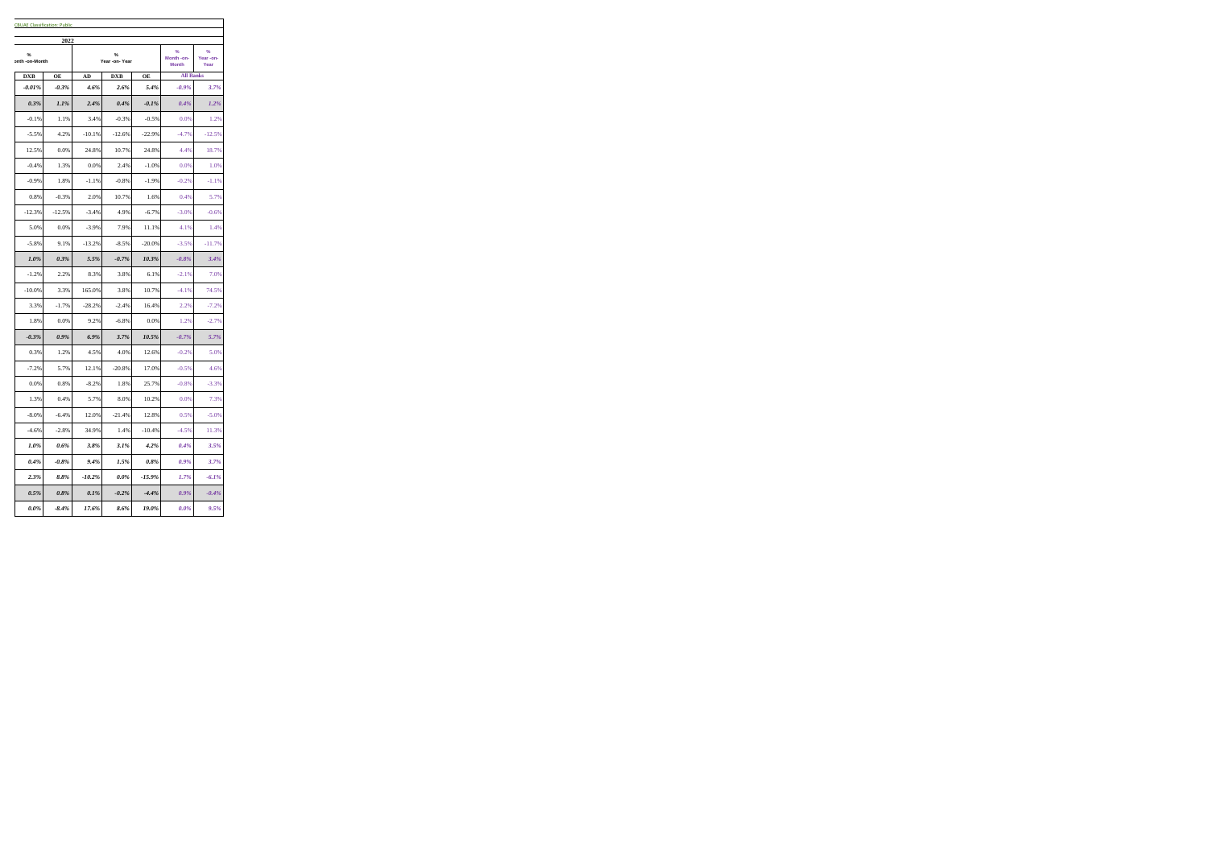CBUAE Classification: Public

| 2022 | | | | | | |
|---|---|---|---|---|---|---|
| % onth -on-Month | | % Year -on- Year | | | % Month -on- Month | % Year -on- Year |
| DXB | OE | AD | DXB | OE | All Banks | |
| *-0.01%* | *-0.3%* | *4.6%* | *2.6%* | *5.4%* | *-0.9%* | *3.7%* |
| *0.3%* | *1.1%* | *2.4%* | *0.4%* | *-0.1%* | *0.4%* | *1.2%* |
| -0.1% | 1.1% | 3.4% | -0.3% | -0.5% | 0.0% | 1.2% |
| -5.5% | 4.2% | -10.1% | -12.6% | -22.9% | -4.7% | -12.5% |
| 12.5% | 0.0% | 24.8% | 10.7% | 24.8% | 4.4% | 18.7% |
| -0.4% | 1.3% | 0.0% | 2.4% | -1.0% | 0.0% | 1.0% |
| -0.9% | 1.8% | -1.1% | -0.8% | -1.9% | -0.2% | -1.1% |
| 0.8% | -0.3% | 2.0% | 10.7% | 1.6% | 0.4% | 5.7% |
| -12.3% | -12.5% | -3.4% | 4.9% | -6.7% | -3.0% | -0.6% |
| 5.0% | 0.0% | -3.9% | 7.9% | 11.1% | 4.1% | 1.4% |
| -5.8% | 9.1% | -13.2% | -8.5% | -20.0% | -3.5% | -11.7% |
| *1.0%* | *0.3%* | *5.5%* | *-0.7%* | *10.3%* | *-0.8%* | *3.4%* |
| -1.2% | 2.2% | 8.3% | 3.8% | 6.1% | -2.1% | 7.0% |
| -10.0% | 3.3% | 165.0% | 3.8% | 10.7% | -4.1% | 74.5% |
| 3.3% | -1.7% | -28.2% | -2.4% | 16.4% | 2.2% | -7.2% |
| 1.8% | 0.0% | 9.2% | -6.8% | 0.0% | 1.2% | -2.7% |
| *-0.3%* | *0.9%* | *6.9%* | *3.7%* | *10.5%* | *-0.7%* | *5.7%* |
| 0.3% | 1.2% | 4.5% | 4.0% | 12.6% | -0.2% | 5.0% |
| -7.2% | 5.7% | 12.1% | -20.8% | 17.0% | -0.5% | 4.6% |
| 0.0% | 0.8% | -8.2% | 1.8% | 25.7% | -0.8% | -3.3% |
| 1.3% | 0.4% | 5.7% | 8.0% | 10.2% | 0.0% | 7.3% |
| -8.0% | -6.4% | 12.0% | -21.4% | 12.8% | 0.5% | -5.0% |
| -4.6% | -2.8% | 34.9% | 1.4% | -10.4% | -4.5% | 11.3% |
| *1.0%* | *0.6%* | *3.8%* | *3.1%* | *4.2%* | *0.4%* | *3.5%* |
| *0.4%* | *-0.8%* | *9.4%* | *1.5%* | *0.8%* | *0.9%* | *3.7%* |
| *2.3%* | *8.8%* | *-10.2%* | *0.0%* | *-15.9%* | *1.7%* | *-6.1%* |
| *0.5%* | *0.8%* | *0.1%* | *-0.2%* | *-4.4%* | *0.9%* | *-0.4%* |
| *0.0%* | *-8.4%* | *17.6%* | *8.6%* | *19.0%* | *0.0%* | *9.5%* |